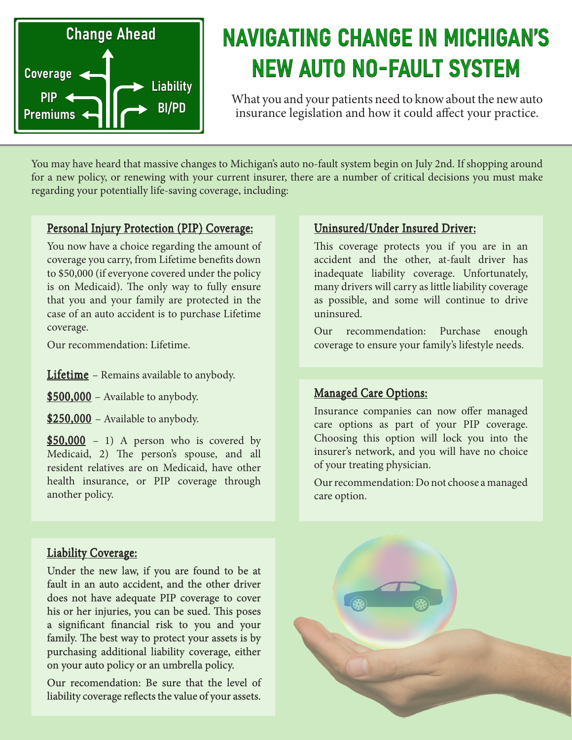# NAVIGATING CHANGE IN MICHIGAN'S NEW AUTO NO-FAULT SYSTEM

What you and your patients need to know about the new auto insurance legislation and how it could affect your practice.

You may have heard that massive changes to Michigan's auto no-fault system begin on July 2nd. If shopping around for a new policy, or renewing with your current insurer, there are a number of critical decisions you must make regarding your potentially life-saving coverage, including:

### Personal Injury Protection (PIP) Coverage:

You now have a choice regarding the amount of coverage you carry, from Lifetime benefits down to $50,000 (if everyone covered under the policy is on Medicaid). The only way to fully ensure that you and your family are protected in the case of an auto accident is to purchase Lifetime coverage.

Our recommendation: Lifetime.

**Lifetime** – Remains available to anybody.

**$500,000** – Available to anybody.

**$250,000** – Available to anybody.

**$50,000** – 1) A person who is covered by Medicaid, 2) The person's spouse, and all resident relatives are on Medicaid, have other health insurance, or PIP coverage through another policy.

### Liability Coverage:

Under the new law, if you are found to be at fault in an auto accident, and the other driver does not have adequate PIP coverage to cover his or her injuries, you can be sued. This poses a significant financial risk to you and your family. The best way to protect your assets is by purchasing additional liability coverage, either on your auto policy or an umbrella policy.

Our recomendation: Be sure that the level of liability coverage reflects the value of your assets.

### Uninsured/Under Insured Driver:

This coverage protects you if you are in an accident and the other, at-fault driver has inadequate liability coverage. Unfortunately, many drivers will carry as little liability coverage as possible, and some will continue to drive uninsured.

Our recommendation: Purchase enough coverage to ensure your family's lifestyle needs.

### Managed Care Options:

Insurance companies can now offer managed care options as part of your PIP coverage. Choosing this option will lock you into the insurer's network, and you will have no choice of your treating physician.

Our recommendation: Do not choose a managed care option.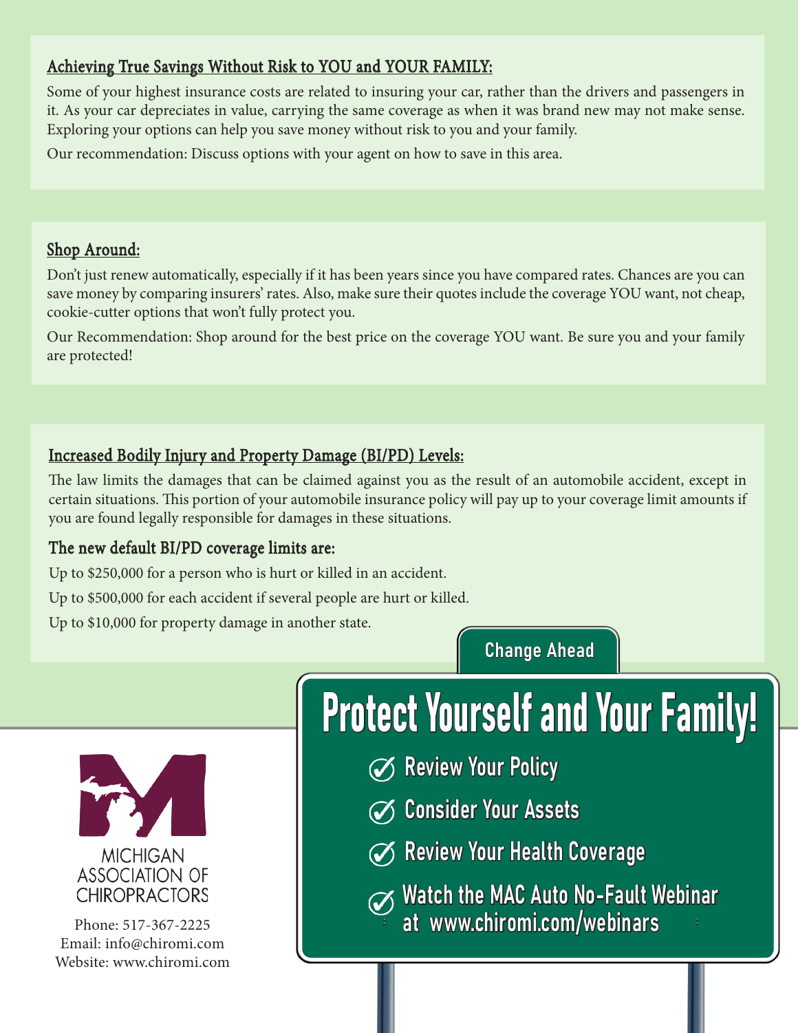## Achieving True Savings Without Risk to YOU and YOUR FAMILY:

Some of your highest insurance costs are related to insuring your car, rather than the drivers and passengers in it. As your car depreciates in value, carrying the same coverage as when it was brand new may not make sense. Exploring your options can help you save money without risk to you and your family.

Our recommendation: Discuss options with your agent on how to save in this area.

## Shop Around:

Don't just renew automatically, especially if it has been years since you have compared rates. Chances are you can save money by comparing insurers' rates. Also, make sure their quotes include the coverage YOU want, not cheap, cookie-cutter options that won't fully protect you.

Our Recommendation: Shop around for the best price on the coverage YOU want. Be sure you and your family are protected!

## Increased Bodily Injury and Property Damage (BI/PD) Levels:

The law limits the damages that can be claimed against you as the result of an automobile accident, except in certain situations. This portion of your automobile insurance policy will pay up to your coverage limit amounts if you are found legally responsible for damages in these situations.

### The new default BI/PD coverage limits are:

Up to $250,000 for a person who is hurt or killed in an accident.

Up to $500,000 for each accident if several people are hurt or killed.

Up to $10,000 for property damage in another state.

Change Ahead

# Protect Yourself and Your Family!

- Review Your Policy
- Consider Your Assets
- Review Your Health Coverage
- Watch the MAC Auto No-Fault Webinar at www.chiromi.com/webinars

MICHIGAN ASSOCIATION OF CHIROPRACTORS

Phone: 517-367-2225
Email: info@chiromi.com
Website: www.chiromi.com